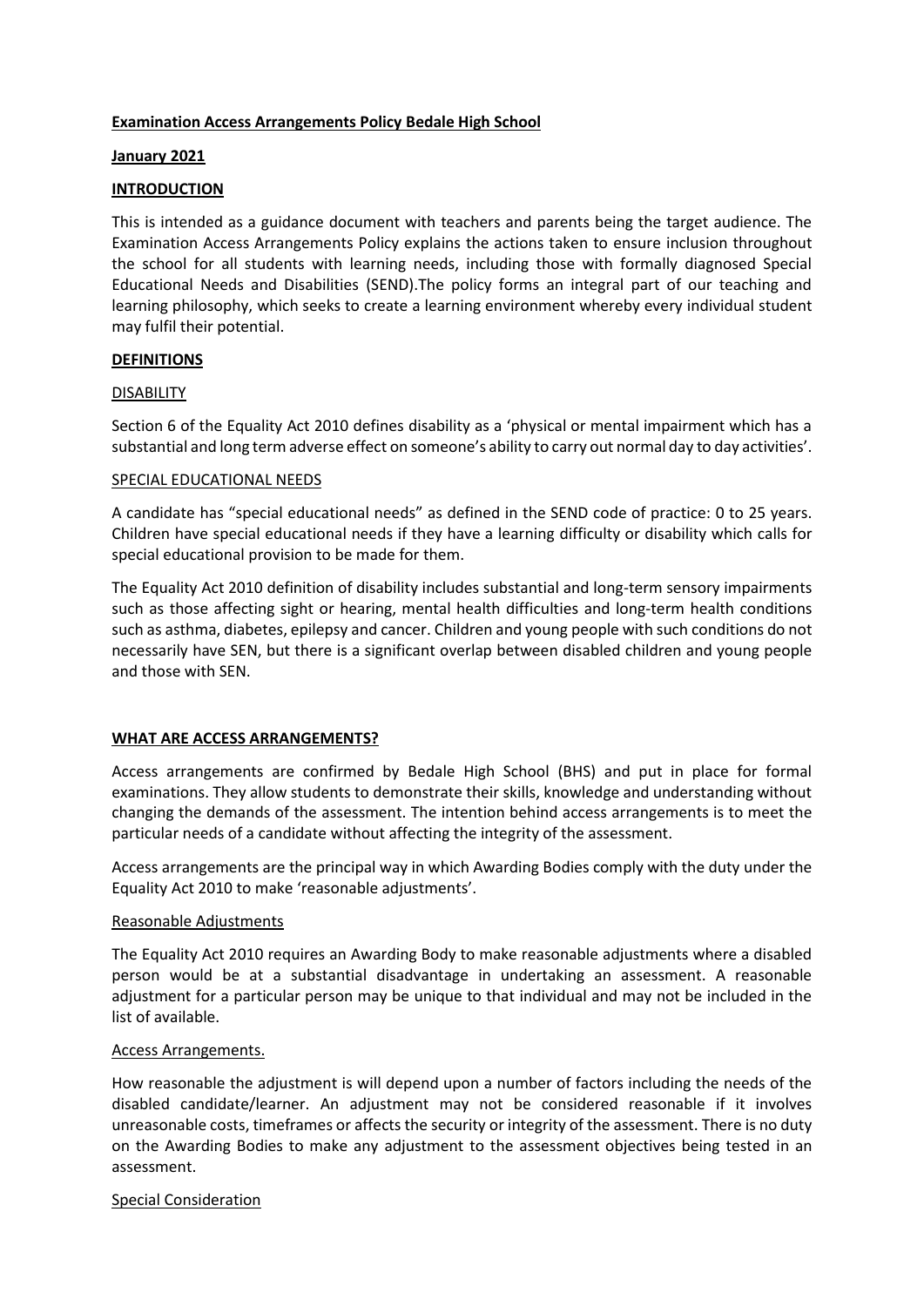# Examination Access Arrangements Policy Bedale High School

**January 2021**

## INTRODUCTION

This is intended as a guidance document with teachers and parents being the target audience. The Examination Access Arrangements Policy explains the actions taken to ensure inclusion throughout the school for all students with learning needs, including those with formally diagnosed Special Educational Needs and Disabilities (SEND).The policy forms an integral part of our teaching and learning philosophy, which seeks to create a learning environment whereby every individual student may fulfil their potential.

## DEFINITIONS

### DISABILITY

Section 6 of the Equality Act 2010 defines disability as a 'physical or mental impairment which has a substantial and long term adverse effect on someone's ability to carry out normal day to day activities'.

### SPECIAL EDUCATIONAL NEEDS

A candidate has "special educational needs" as defined in the SEND code of practice: 0 to 25 years. Children have special educational needs if they have a learning difficulty or disability which calls for special educational provision to be made for them.

The Equality Act 2010 definition of disability includes substantial and long-term sensory impairments such as those affecting sight or hearing, mental health difficulties and long-term health conditions such as asthma, diabetes, epilepsy and cancer. Children and young people with such conditions do not necessarily have SEN, but there is a significant overlap between disabled children and young people and those with SEN.

## WHAT ARE ACCESS ARRANGEMENTS?

Access arrangements are confirmed by Bedale High School (BHS) and put in place for formal examinations. They allow students to demonstrate their skills, knowledge and understanding without changing the demands of the assessment. The intention behind access arrangements is to meet the particular needs of a candidate without affecting the integrity of the assessment.

Access arrangements are the principal way in which Awarding Bodies comply with the duty under the Equality Act 2010 to make 'reasonable adjustments'.

### Reasonable Adjustments

The Equality Act 2010 requires an Awarding Body to make reasonable adjustments where a disabled person would be at a substantial disadvantage in undertaking an assessment. A reasonable adjustment for a particular person may be unique to that individual and may not be included in the list of available.

### Access Arrangements.

How reasonable the adjustment is will depend upon a number of factors including the needs of the disabled candidate/learner. An adjustment may not be considered reasonable if it involves unreasonable costs, timeframes or affects the security or integrity of the assessment. There is no duty on the Awarding Bodies to make any adjustment to the assessment objectives being tested in an assessment.

### Special Consideration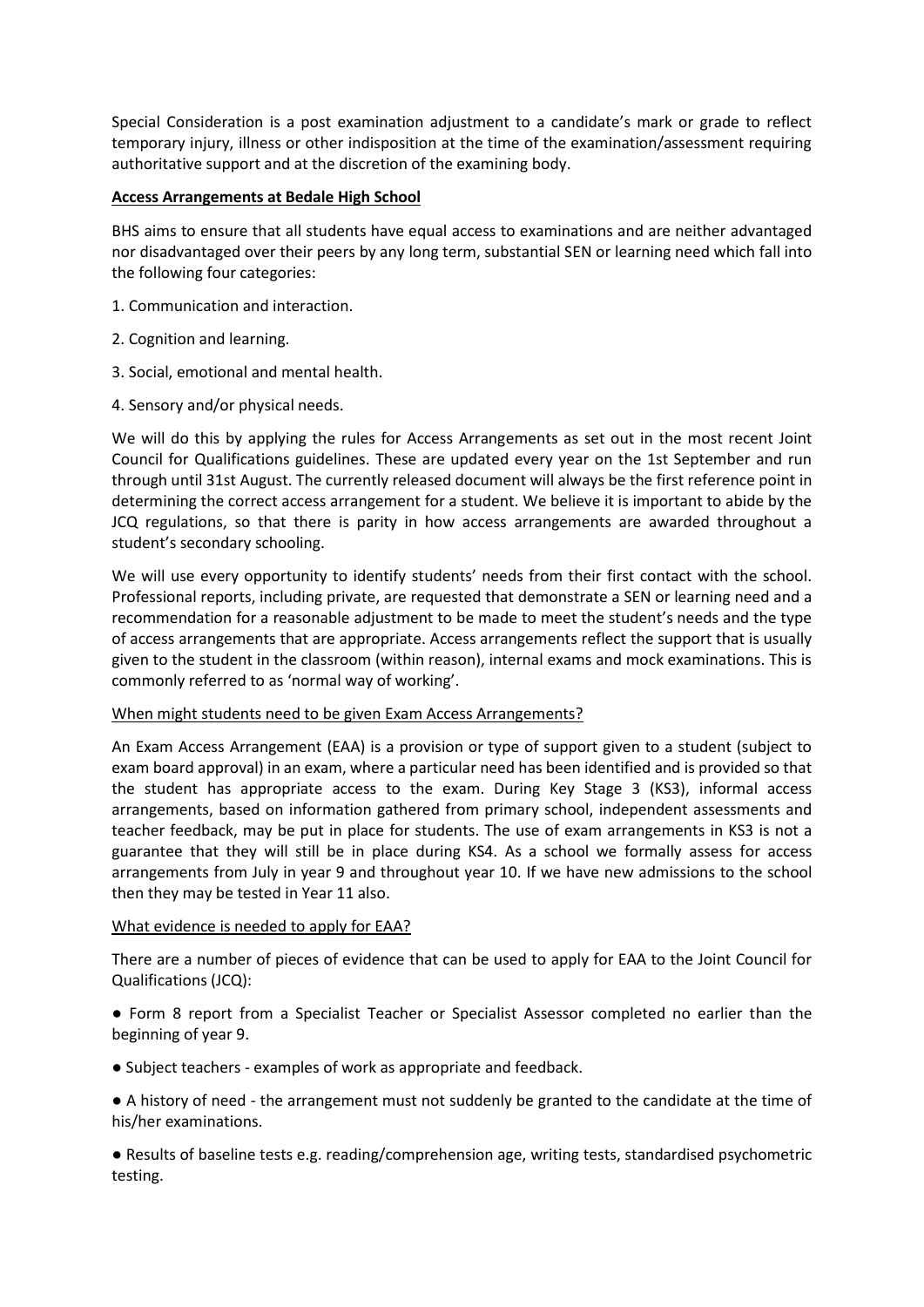Special Consideration is a post examination adjustment to a candidate's mark or grade to reflect temporary injury, illness or other indisposition at the time of the examination/assessment requiring authoritative support and at the discretion of the examining body.

## Access Arrangements at Bedale High School

BHS aims to ensure that all students have equal access to examinations and are neither advantaged nor disadvantaged over their peers by any long term, substantial SEN or learning need which fall into the following four categories:

1. Communication and interaction.
2. Cognition and learning.
3. Social, emotional and mental health.
4. Sensory and/or physical needs.

We will do this by applying the rules for Access Arrangements as set out in the most recent Joint Council for Qualifications guidelines. These are updated every year on the 1st September and run through until 31st August. The currently released document will always be the first reference point in determining the correct access arrangement for a student. We believe it is important to abide by the JCQ regulations, so that there is parity in how access arrangements are awarded throughout a student's secondary schooling.

We will use every opportunity to identify students' needs from their first contact with the school. Professional reports, including private, are requested that demonstrate a SEN or learning need and a recommendation for a reasonable adjustment to be made to meet the student's needs and the type of access arrangements that are appropriate. Access arrangements reflect the support that is usually given to the student in the classroom (within reason), internal exams and mock examinations. This is commonly referred to as 'normal way of working'.

### When might students need to be given Exam Access Arrangements?

An Exam Access Arrangement (EAA) is a provision or type of support given to a student (subject to exam board approval) in an exam, where a particular need has been identified and is provided so that the student has appropriate access to the exam. During Key Stage 3 (KS3), informal access arrangements, based on information gathered from primary school, independent assessments and teacher feedback, may be put in place for students. The use of exam arrangements in KS3 is not a guarantee that they will still be in place during KS4. As a school we formally assess for access arrangements from July in year 9 and throughout year 10. If we have new admissions to the school then they may be tested in Year 11 also.

### What evidence is needed to apply for EAA?

There are a number of pieces of evidence that can be used to apply for EAA to the Joint Council for Qualifications (JCQ):

- Form 8 report from a Specialist Teacher or Specialist Assessor completed no earlier than the beginning of year 9.
- Subject teachers - examples of work as appropriate and feedback.
- A history of need - the arrangement must not suddenly be granted to the candidate at the time of his/her examinations.
- Results of baseline tests e.g. reading/comprehension age, writing tests, standardised psychometric testing.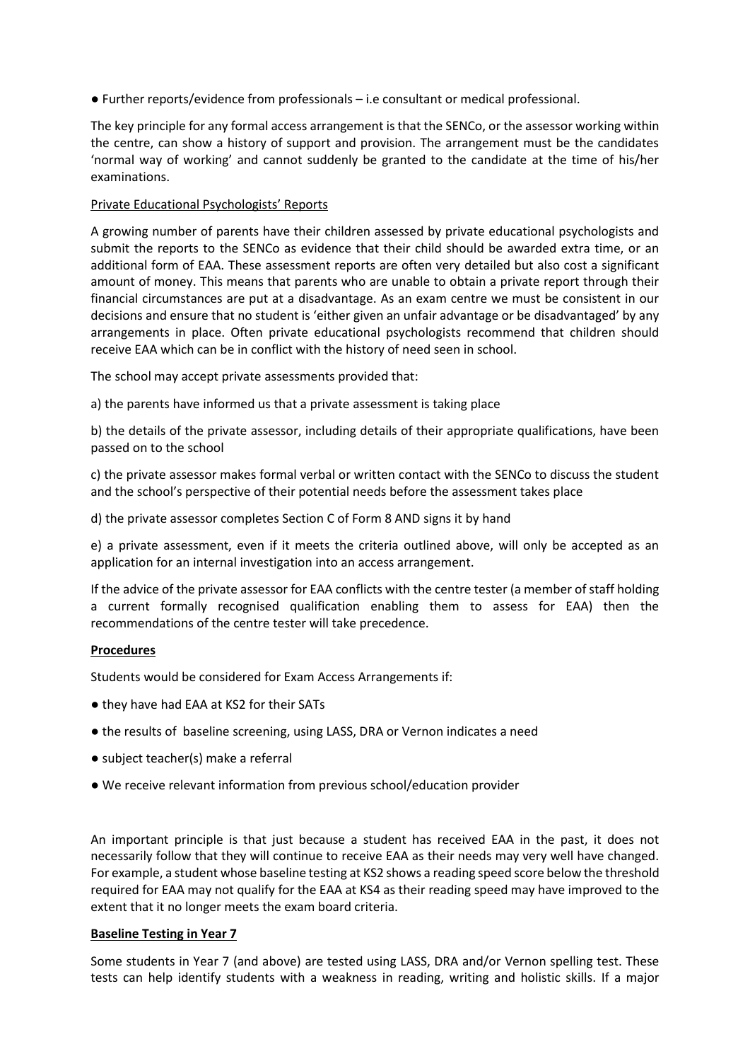- Further reports/evidence from professionals – i.e consultant or medical professional.

The key principle for any formal access arrangement is that the SENCo, or the assessor working within the centre, can show a history of support and provision. The arrangement must be the candidates 'normal way of working' and cannot suddenly be granted to the candidate at the time of his/her examinations.

Private Educational Psychologists' Reports

A growing number of parents have their children assessed by private educational psychologists and submit the reports to the SENCo as evidence that their child should be awarded extra time, or an additional form of EAA. These assessment reports are often very detailed but also cost a significant amount of money. This means that parents who are unable to obtain a private report through their financial circumstances are put at a disadvantage. As an exam centre we must be consistent in our decisions and ensure that no student is 'either given an unfair advantage or be disadvantaged' by any arrangements in place. Often private educational psychologists recommend that children should receive EAA which can be in conflict with the history of need seen in school.

The school may accept private assessments provided that:

a) the parents have informed us that a private assessment is taking place

b) the details of the private assessor, including details of their appropriate qualifications, have been passed on to the school

c) the private assessor makes formal verbal or written contact with the SENCo to discuss the student and the school's perspective of their potential needs before the assessment takes place

d) the private assessor completes Section C of Form 8 AND signs it by hand

e) a private assessment, even if it meets the criteria outlined above, will only be accepted as an application for an internal investigation into an access arrangement.

If the advice of the private assessor for EAA conflicts with the centre tester (a member of staff holding a current formally recognised qualification enabling them to assess for EAA) then the recommendations of the centre tester will take precedence.

**Procedures**

Students would be considered for Exam Access Arrangements if:

- they have had EAA at KS2 for their SATs
- the results of baseline screening, using LASS, DRA or Vernon indicates a need
- subject teacher(s) make a referral
- We receive relevant information from previous school/education provider

An important principle is that just because a student has received EAA in the past, it does not necessarily follow that they will continue to receive EAA as their needs may very well have changed. For example, a student whose baseline testing at KS2 shows a reading speed score below the threshold required for EAA may not qualify for the EAA at KS4 as their reading speed may have improved to the extent that it no longer meets the exam board criteria.

**Baseline Testing in Year 7**

Some students in Year 7 (and above) are tested using LASS, DRA and/or Vernon spelling test. These tests can help identify students with a weakness in reading, writing and holistic skills. If a major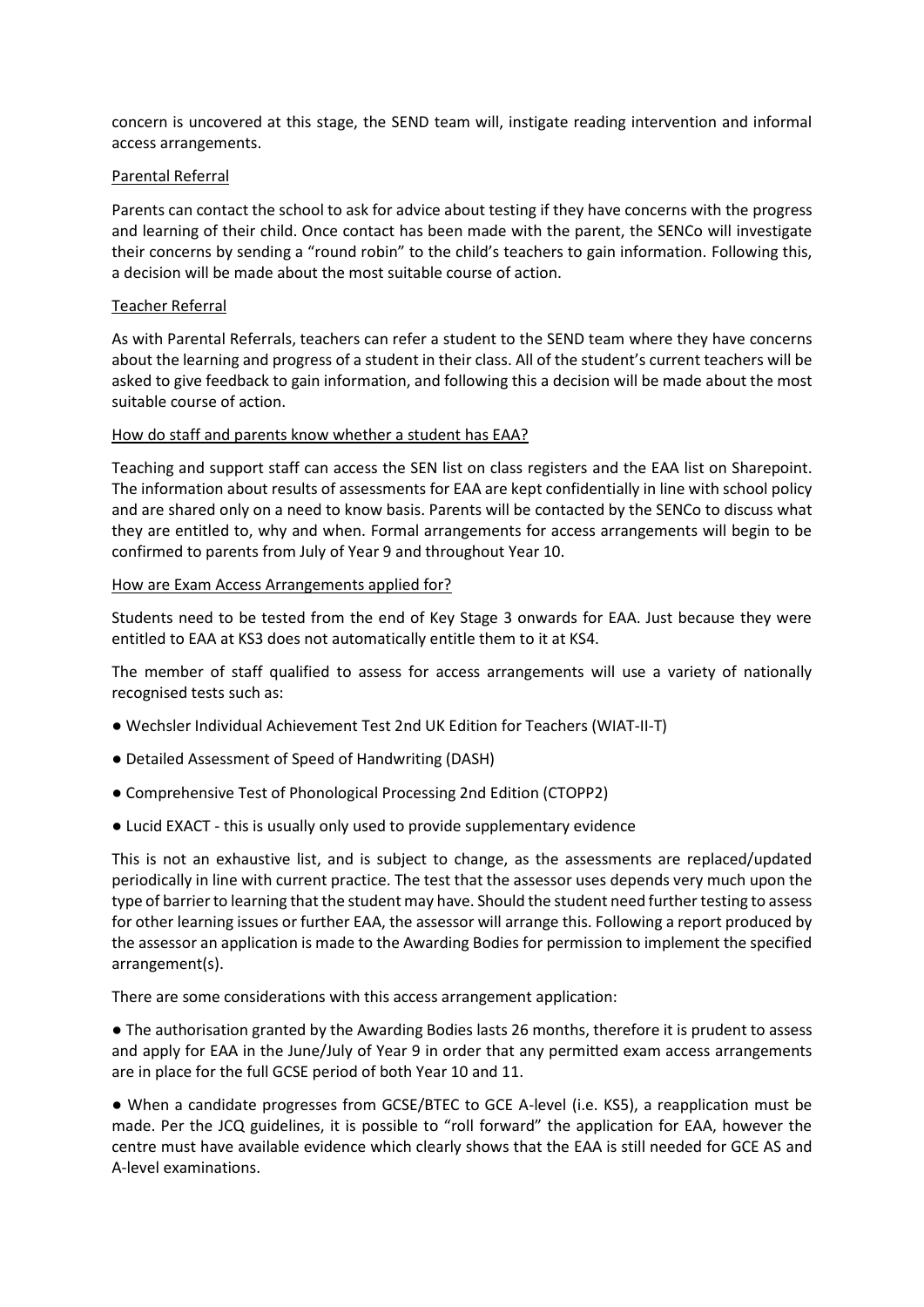concern is uncovered at this stage, the SEND team will, instigate reading intervention and informal access arrangements.

<u>Parental Referral</u>

Parents can contact the school to ask for advice about testing if they have concerns with the progress and learning of their child. Once contact has been made with the parent, the SENCo will investigate their concerns by sending a "round robin" to the child's teachers to gain information. Following this, a decision will be made about the most suitable course of action.

<u>Teacher Referral</u>

As with Parental Referrals, teachers can refer a student to the SEND team where they have concerns about the learning and progress of a student in their class. All of the student's current teachers will be asked to give feedback to gain information, and following this a decision will be made about the most suitable course of action.

<u>How do staff and parents know whether a student has EAA?</u>

Teaching and support staff can access the SEN list on class registers and the EAA list on Sharepoint. The information about results of assessments for EAA are kept confidentially in line with school policy and are shared only on a need to know basis. Parents will be contacted by the SENCo to discuss what they are entitled to, why and when. Formal arrangements for access arrangements will begin to be confirmed to parents from July of Year 9 and throughout Year 10.

<u>How are Exam Access Arrangements applied for?</u>

Students need to be tested from the end of Key Stage 3 onwards for EAA. Just because they were entitled to EAA at KS3 does not automatically entitle them to it at KS4.

The member of staff qualified to assess for access arrangements will use a variety of nationally recognised tests such as:

- Wechsler Individual Achievement Test 2nd UK Edition for Teachers (WIAT-II-T)
- Detailed Assessment of Speed of Handwriting (DASH)
- Comprehensive Test of Phonological Processing 2nd Edition (CTOPP2)
- Lucid EXACT - this is usually only used to provide supplementary evidence

This is not an exhaustive list, and is subject to change, as the assessments are replaced/updated periodically in line with current practice. The test that the assessor uses depends very much upon the type of barrier to learning that the student may have. Should the student need further testing to assess for other learning issues or further EAA, the assessor will arrange this. Following a report produced by the assessor an application is made to the Awarding Bodies for permission to implement the specified arrangement(s).

There are some considerations with this access arrangement application:

- The authorisation granted by the Awarding Bodies lasts 26 months, therefore it is prudent to assess and apply for EAA in the June/July of Year 9 in order that any permitted exam access arrangements are in place for the full GCSE period of both Year 10 and 11.
- When a candidate progresses from GCSE/BTEC to GCE A-level (i.e. KS5), a reapplication must be made. Per the JCQ guidelines, it is possible to "roll forward" the application for EAA, however the centre must have available evidence which clearly shows that the EAA is still needed for GCE AS and A-level examinations.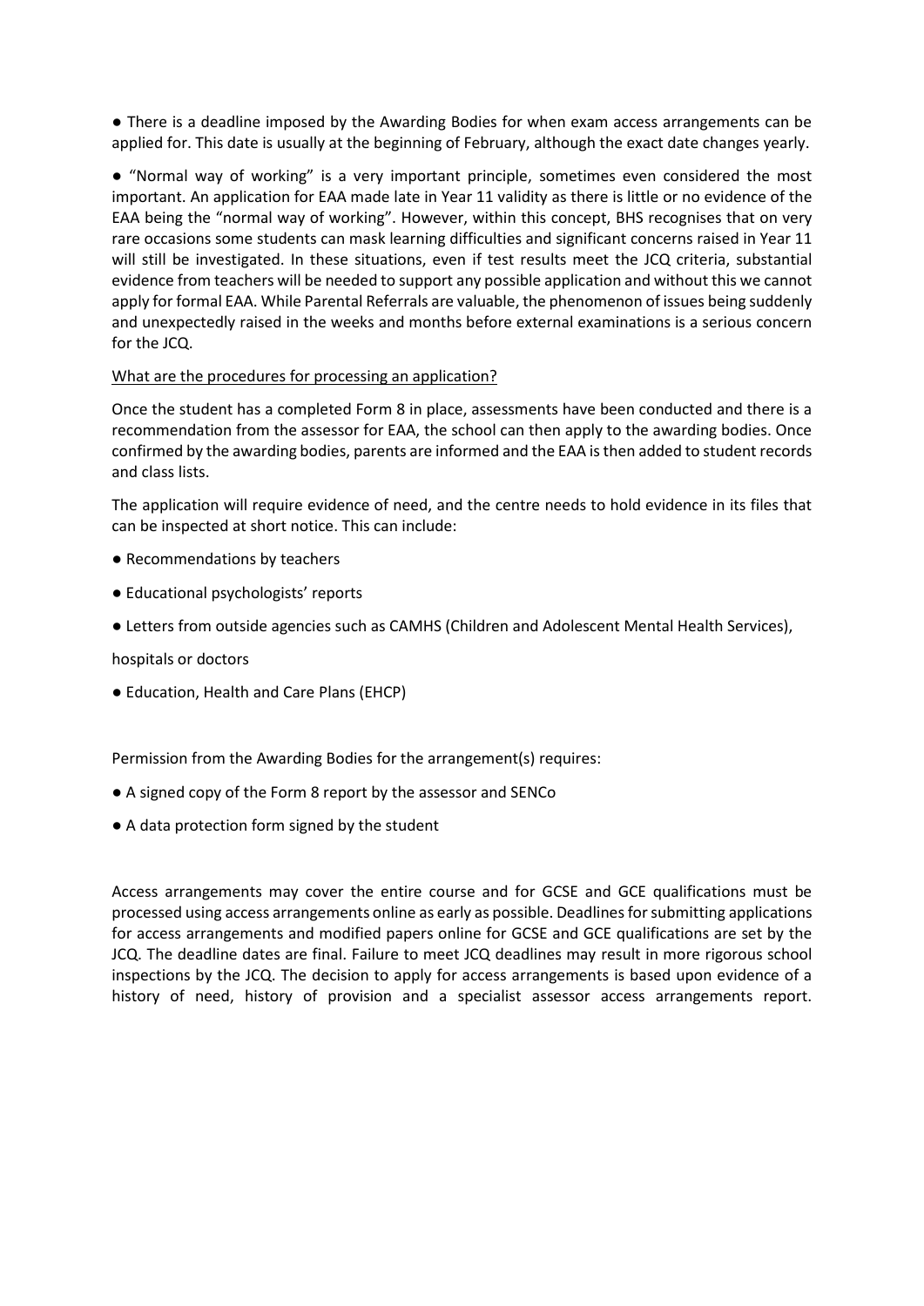● There is a deadline imposed by the Awarding Bodies for when exam access arrangements can be applied for. This date is usually at the beginning of February, although the exact date changes yearly.

● "Normal way of working" is a very important principle, sometimes even considered the most important. An application for EAA made late in Year 11 validity as there is little or no evidence of the EAA being the "normal way of working". However, within this concept, BHS recognises that on very rare occasions some students can mask learning difficulties and significant concerns raised in Year 11 will still be investigated. In these situations, even if test results meet the JCQ criteria, substantial evidence from teachers will be needed to support any possible application and without this we cannot apply for formal EAA. While Parental Referrals are valuable, the phenomenon of issues being suddenly and unexpectedly raised in the weeks and months before external examinations is a serious concern for the JCQ.

<u>What are the procedures for processing an application?</u>

Once the student has a completed Form 8 in place, assessments have been conducted and there is a recommendation from the assessor for EAA, the school can then apply to the awarding bodies. Once confirmed by the awarding bodies, parents are informed and the EAA is then added to student records and class lists.

The application will require evidence of need, and the centre needs to hold evidence in its files that can be inspected at short notice. This can include:

● Recommendations by teachers

● Educational psychologists' reports

● Letters from outside agencies such as CAMHS (Children and Adolescent Mental Health Services), hospitals or doctors

● Education, Health and Care Plans (EHCP)

Permission from the Awarding Bodies for the arrangement(s) requires:

● A signed copy of the Form 8 report by the assessor and SENCo

● A data protection form signed by the student

Access arrangements may cover the entire course and for GCSE and GCE qualifications must be processed using access arrangements online as early as possible. Deadlines for submitting applications for access arrangements and modified papers online for GCSE and GCE qualifications are set by the JCQ. The deadline dates are final. Failure to meet JCQ deadlines may result in more rigorous school inspections by the JCQ. The decision to apply for access arrangements is based upon evidence of a history of need, history of provision and a specialist assessor access arrangements report.